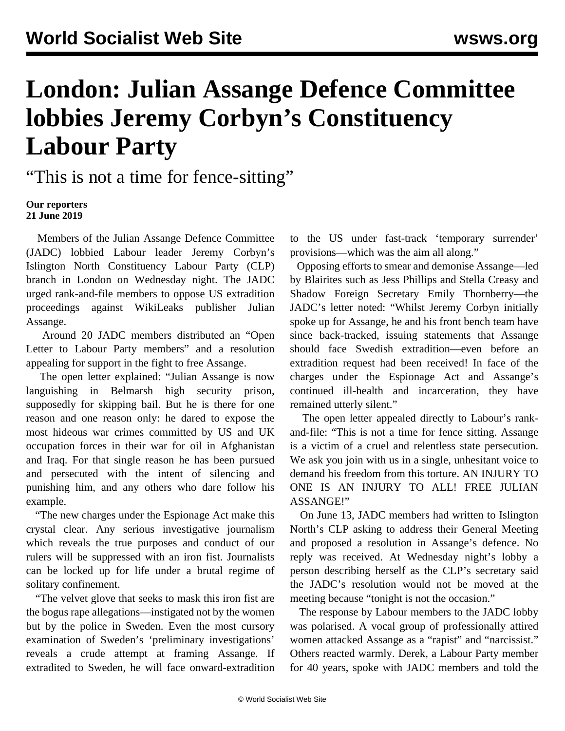# London: Julian Assange Defence Committee lobbies Jeremy Corbyn's Constituency Labour Party

"This is not a time for fence-sitting"

**Our reporters**
**21 June 2019**

Members of the Julian Assange Defence Committee (JADC) lobbied Labour leader Jeremy Corbyn's Islington North Constituency Labour Party (CLP) branch in London on Wednesday night. The JADC urged rank-and-file members to oppose US extradition proceedings against WikiLeaks publisher Julian Assange.

Around 20 JADC members distributed an "Open Letter to Labour Party members" and a resolution appealing for support in the fight to free Assange.

The open letter explained: "Julian Assange is now languishing in Belmarsh high security prison, supposedly for skipping bail. But he is there for one reason and one reason only: he dared to expose the most hideous war crimes committed by US and UK occupation forces in their war for oil in Afghanistan and Iraq. For that single reason he has been pursued and persecuted with the intent of silencing and punishing him, and any others who dare follow his example.

"The new charges under the Espionage Act make this crystal clear. Any serious investigative journalism which reveals the true purposes and conduct of our rulers will be suppressed with an iron fist. Journalists can be locked up for life under a brutal regime of solitary confinement.

"The velvet glove that seeks to mask this iron fist are the bogus rape allegations—instigated not by the women but by the police in Sweden. Even the most cursory examination of Sweden's 'preliminary investigations' reveals a crude attempt at framing Assange. If extradited to Sweden, he will face onward-extradition to the US under fast-track 'temporary surrender' provisions—which was the aim all along."

Opposing efforts to smear and demonise Assange—led by Blairites such as Jess Phillips and Stella Creasy and Shadow Foreign Secretary Emily Thornberry—the JADC's letter noted: "Whilst Jeremy Corbyn initially spoke up for Assange, he and his front bench team have since back-tracked, issuing statements that Assange should face Swedish extradition—even before an extradition request had been received! In face of the charges under the Espionage Act and Assange's continued ill-health and incarceration, they have remained utterly silent."

The open letter appealed directly to Labour's rank-and-file: "This is not a time for fence sitting. Assange is a victim of a cruel and relentless state persecution. We ask you join with us in a single, unhesitant voice to demand his freedom from this torture. AN INJURY TO ONE IS AN INJURY TO ALL! FREE JULIAN ASSANGE!"

On June 13, JADC members had written to Islington North's CLP asking to address their General Meeting and proposed a resolution in Assange's defence. No reply was received. At Wednesday night's lobby a person describing herself as the CLP's secretary said the JADC's resolution would not be moved at the meeting because "tonight is not the occasion."

The response by Labour members to the JADC lobby was polarised. A vocal group of professionally attired women attacked Assange as a "rapist" and "narcissist." Others reacted warmly. Derek, a Labour Party member for 40 years, spoke with JADC members and told the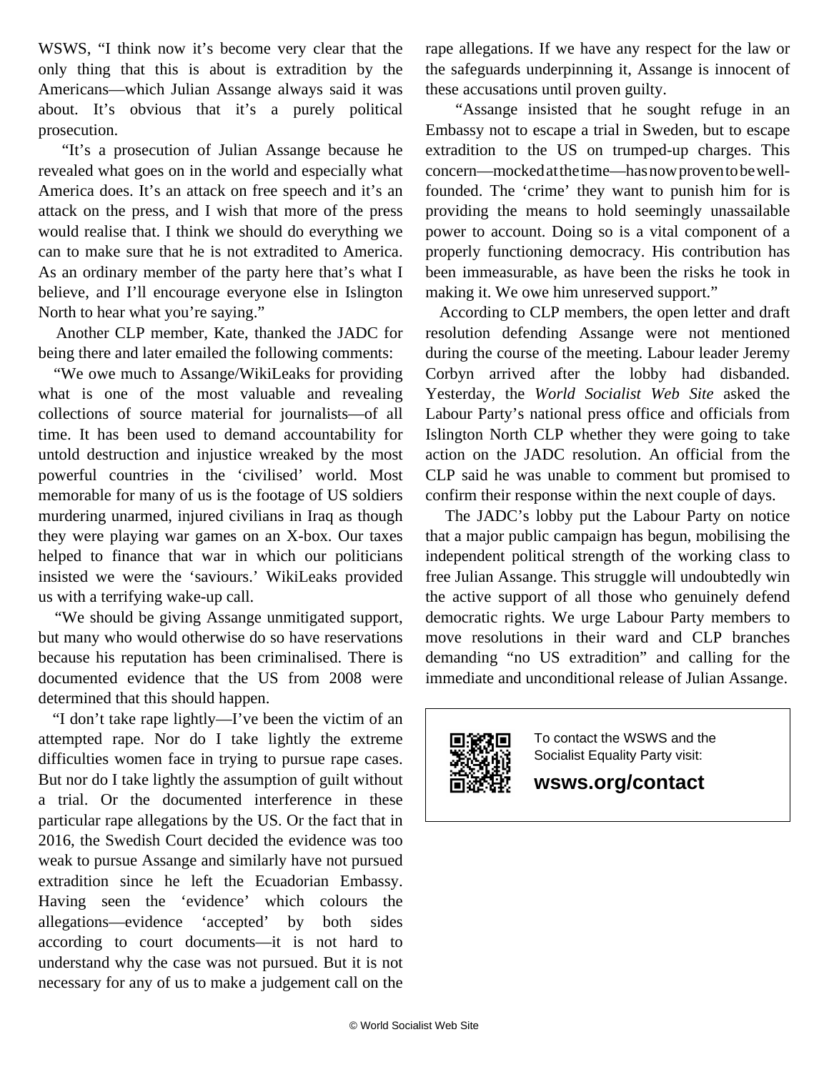WSWS, "I think now it's become very clear that the only thing that this is about is extradition by the Americans—which Julian Assange always said it was about. It's obvious that it's a purely political prosecution.

"It's a prosecution of Julian Assange because he revealed what goes on in the world and especially what America does. It's an attack on free speech and it's an attack on the press, and I wish that more of the press would realise that. I think we should do everything we can to make sure that he is not extradited to America. As an ordinary member of the party here that's what I believe, and I'll encourage everyone else in Islington North to hear what you're saying."

Another CLP member, Kate, thanked the JADC for being there and later emailed the following comments:

"We owe much to Assange/WikiLeaks for providing what is one of the most valuable and revealing collections of source material for journalists—of all time. It has been used to demand accountability for untold destruction and injustice wreaked by the most powerful countries in the 'civilised' world. Most memorable for many of us is the footage of US soldiers murdering unarmed, injured civilians in Iraq as though they were playing war games on an X-box. Our taxes helped to finance that war in which our politicians insisted we were the 'saviours.' WikiLeaks provided us with a terrifying wake-up call.

"We should be giving Assange unmitigated support, but many who would otherwise do so have reservations because his reputation has been criminalised. There is documented evidence that the US from 2008 were determined that this should happen.

"I don't take rape lightly—I've been the victim of an attempted rape. Nor do I take lightly the extreme difficulties women face in trying to pursue rape cases. But nor do I take lightly the assumption of guilt without a trial. Or the documented interference in these particular rape allegations by the US. Or the fact that in 2016, the Swedish Court decided the evidence was too weak to pursue Assange and similarly have not pursued extradition since he left the Ecuadorian Embassy. Having seen the 'evidence' which colours the allegations—evidence 'accepted' by both sides according to court documents—it is not hard to understand why the case was not pursued. But it is not necessary for any of us to make a judgement call on the rape allegations. If we have any respect for the law or the safeguards underpinning it, Assange is innocent of these accusations until proven guilty.

"Assange insisted that he sought refuge in an Embassy not to escape a trial in Sweden, but to escape extradition to the US on trumped-up charges. This concern—mocked at the time—has now proven to be well-founded. The 'crime' they want to punish him for is providing the means to hold seemingly unassailable power to account. Doing so is a vital component of a properly functioning democracy. His contribution has been immeasurable, as have been the risks he took in making it. We owe him unreserved support."

According to CLP members, the open letter and draft resolution defending Assange were not mentioned during the course of the meeting. Labour leader Jeremy Corbyn arrived after the lobby had disbanded. Yesterday, the *World Socialist Web Site* asked the Labour Party's national press office and officials from Islington North CLP whether they were going to take action on the JADC resolution. An official from the CLP said he was unable to comment but promised to confirm their response within the next couple of days.

The JADC's lobby put the Labour Party on notice that a major public campaign has begun, mobilising the independent political strength of the working class to free Julian Assange. This struggle will undoubtedly win the active support of all those who genuinely defend democratic rights. We urge Labour Party members to move resolutions in their ward and CLP branches demanding "no US extradition" and calling for the immediate and unconditional release of Julian Assange.

To contact the WSWS and the Socialist Equality Party visit:

**wsws.org/contact**